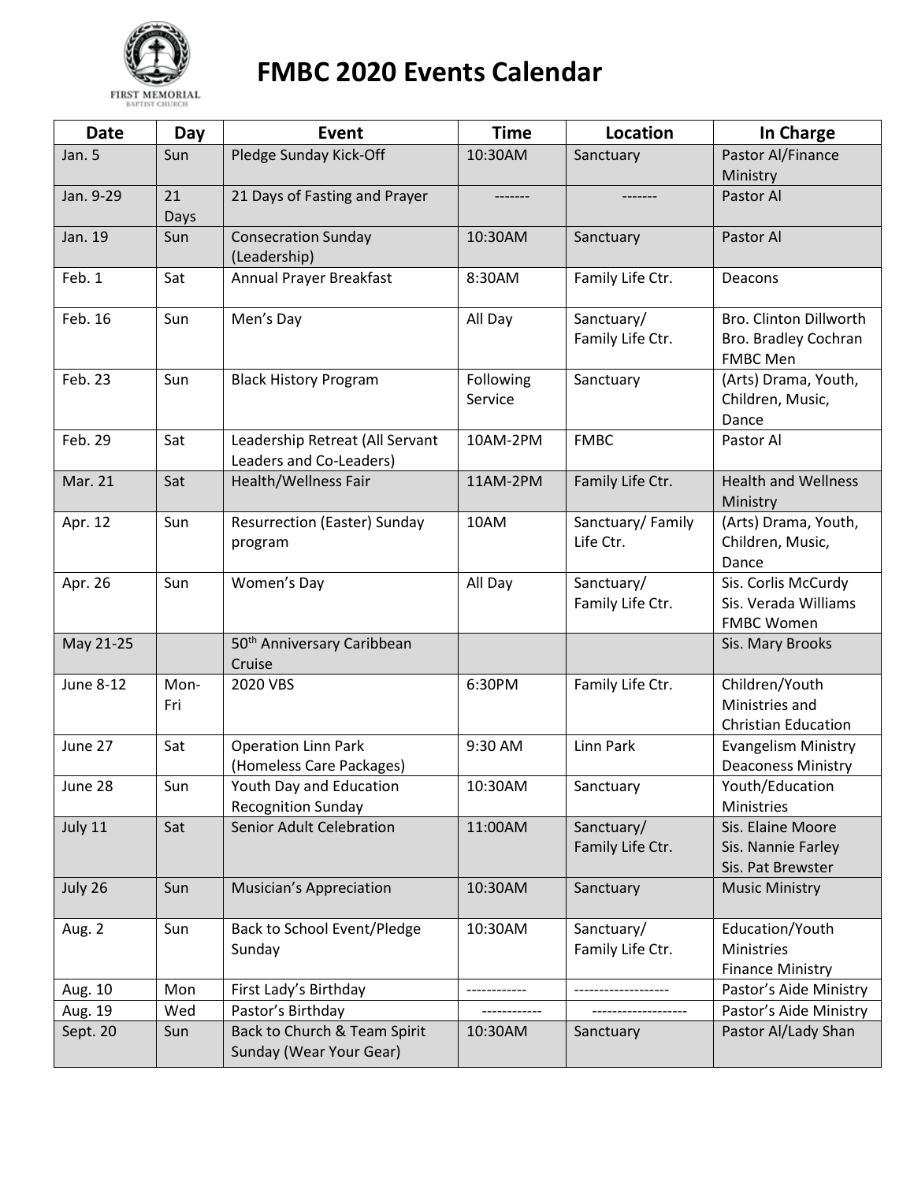FIRST MEMORIAL
BAPTIST CHURCH

# FMBC 2020 Events Calendar

| Date | Day | Event | Time | Location | In Charge |
|---|---|---|---|---|---|
| Jan. 5 | Sun | Pledge Sunday Kick-Off | 10:30AM | Sanctuary | Pastor Al/Finance Ministry |
| Jan. 9-29 | 21 Days | 21 Days of Fasting and Prayer | ------- | ------- | Pastor Al |
| Jan. 19 | Sun | Consecration Sunday (Leadership) | 10:30AM | Sanctuary | Pastor Al |
| Feb. 1 | Sat | Annual Prayer Breakfast | 8:30AM | Family Life Ctr. | Deacons |
| Feb. 16 | Sun | Men's Day | All Day | Sanctuary/ Family Life Ctr. | Bro. Clinton Dillworth Bro. Bradley Cochran FMBC Men |
| Feb. 23 | Sun | Black History Program | Following Service | Sanctuary | (Arts) Drama, Youth, Children, Music, Dance |
| Feb. 29 | Sat | Leadership Retreat (All Servant Leaders and Co-Leaders) | 10AM-2PM | FMBC | Pastor Al |
| Mar. 21 | Sat | Health/Wellness Fair | 11AM-2PM | Family Life Ctr. | Health and Wellness Ministry |
| Apr. 12 | Sun | Resurrection (Easter) Sunday program | 10AM | Sanctuary/ Family Life Ctr. | (Arts) Drama, Youth, Children, Music, Dance |
| Apr. 26 | Sun | Women's Day | All Day | Sanctuary/ Family Life Ctr. | Sis. Corlis McCurdy Sis. Verada Williams FMBC Women |
| May 21-25 | | 50th Anniversary Caribbean Cruise | | | Sis. Mary Brooks |
| June 8-12 | Mon-Fri | 2020 VBS | 6:30PM | Family Life Ctr. | Children/Youth Ministries and Christian Education |
| June 27 | Sat | Operation Linn Park (Homeless Care Packages) | 9:30 AM | Linn Park | Evangelism Ministry Deaconess Ministry |
| June 28 | Sun | Youth Day and Education Recognition Sunday | 10:30AM | Sanctuary | Youth/Education Ministries |
| July 11 | Sat | Senior Adult Celebration | 11:00AM | Sanctuary/ Family Life Ctr. | Sis. Elaine Moore Sis. Nannie Farley Sis. Pat Brewster |
| July 26 | Sun | Musician's Appreciation | 10:30AM | Sanctuary | Music Ministry |
| Aug. 2 | Sun | Back to School Event/Pledge Sunday | 10:30AM | Sanctuary/ Family Life Ctr. | Education/Youth Ministries Finance Ministry |
| Aug. 10 | Mon | First Lady's Birthday | ------------ | ------------------- | Pastor's Aide Ministry |
| Aug. 19 | Wed | Pastor's Birthday | ------------ | ------------------- | Pastor's Aide Ministry |
| Sept. 20 | Sun | Back to Church & Team Spirit Sunday (Wear Your Gear) | 10:30AM | Sanctuary | Pastor Al/Lady Shan |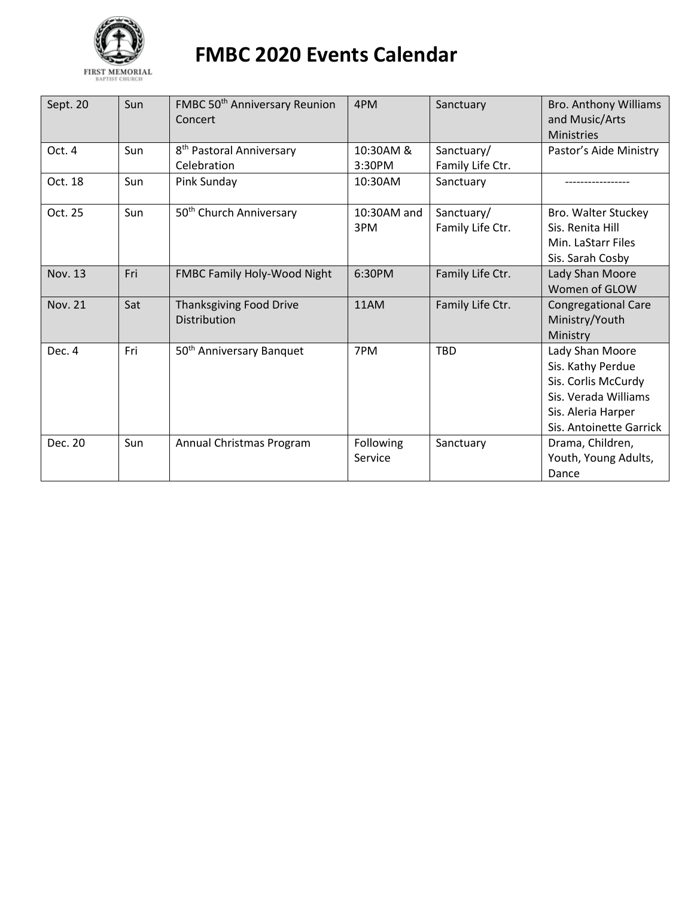# FMBC 2020 Events Calendar

| | | | | | |
|---|---|---|---|---|---|
| Sept. 20 | Sun | FMBC 50th Anniversary Reunion Concert | 4PM | Sanctuary | Bro. Anthony Williams and Music/Arts Ministries |
| Oct. 4 | Sun | 8th Pastoral Anniversary Celebration | 10:30AM & 3:30PM | Sanctuary/ Family Life Ctr. | Pastor's Aide Ministry |
| Oct. 18 | Sun | Pink Sunday | 10:30AM | Sanctuary | ----------------- |
| Oct. 25 | Sun | 50th Church Anniversary | 10:30AM and 3PM | Sanctuary/ Family Life Ctr. | Bro. Walter Stuckey<br>Sis. Renita Hill<br>Min. LaStarr Files<br>Sis. Sarah Cosby |
| Nov. 13 | Fri | FMBC Family Holy-Wood Night | 6:30PM | Family Life Ctr. | Lady Shan Moore Women of GLOW |
| Nov. 21 | Sat | Thanksgiving Food Drive Distribution | 11AM | Family Life Ctr. | Congregational Care Ministry/Youth Ministry |
| Dec. 4 | Fri | 50th Anniversary Banquet | 7PM | TBD | Lady Shan Moore<br>Sis. Kathy Perdue<br>Sis. Corlis McCurdy<br>Sis. Verada Williams<br>Sis. Aleria Harper<br>Sis. Antoinette Garrick |
| Dec. 20 | Sun | Annual Christmas Program | Following Service | Sanctuary | Drama, Children, Youth, Young Adults, Dance |